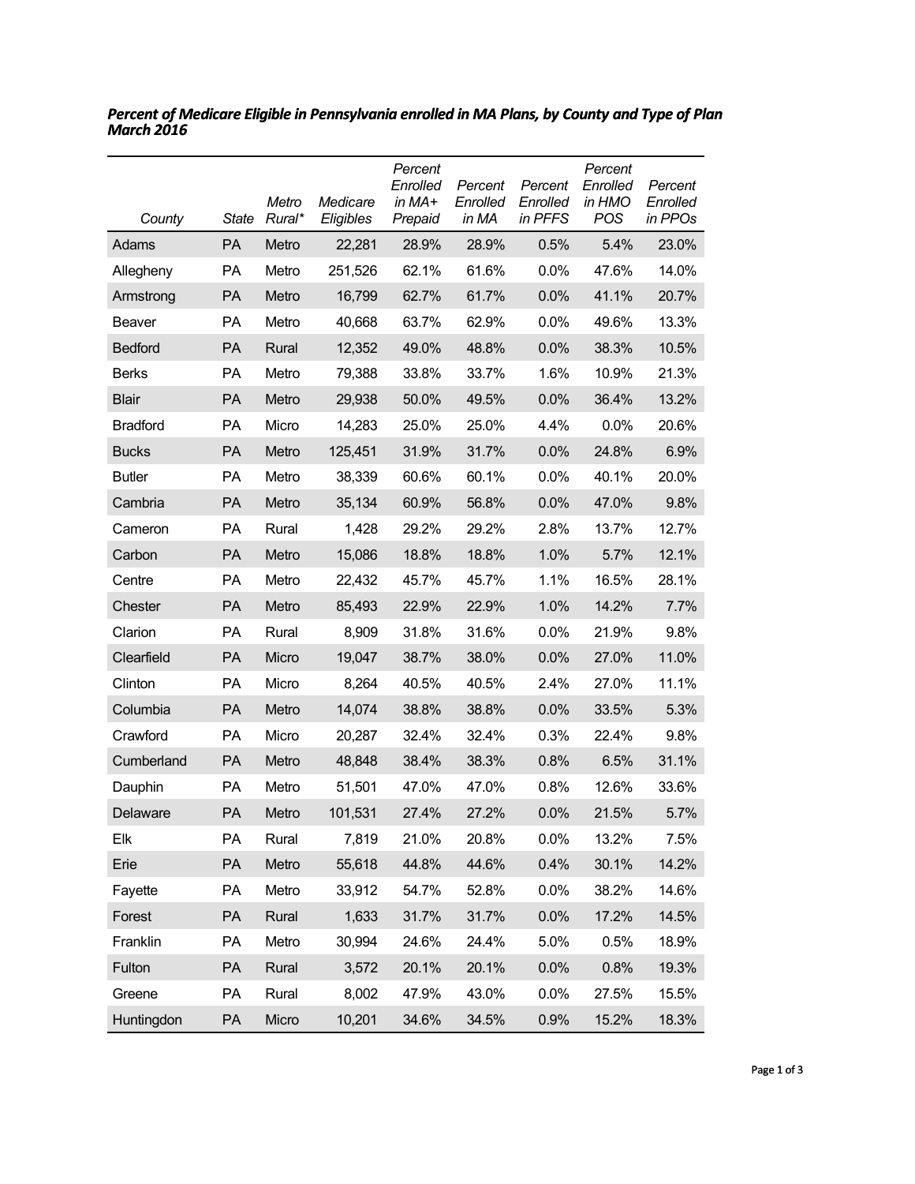***Percent of Medicare Eligible in Pennsylvania enrolled in MA Plans, by County and Type of Plan March 2016***

| *County* | *State* | *Metro Rural** | *Medicare Eligibles* | *Percent Enrolled in MA+ Prepaid* | *Percent Enrolled in MA* | *Percent Enrolled in PFFS* | *Percent Enrolled in HMO POS* | *Percent Enrolled in PPOs* |
|---|---|---|---|---|---|---|---|---|
| Adams | PA | Metro | 22,281 | 28.9% | 28.9% | 0.5% | 5.4% | 23.0% |
| Allegheny | PA | Metro | 251,526 | 62.1% | 61.6% | 0.0% | 47.6% | 14.0% |
| Armstrong | PA | Metro | 16,799 | 62.7% | 61.7% | 0.0% | 41.1% | 20.7% |
| Beaver | PA | Metro | 40,668 | 63.7% | 62.9% | 0.0% | 49.6% | 13.3% |
| Bedford | PA | Rural | 12,352 | 49.0% | 48.8% | 0.0% | 38.3% | 10.5% |
| Berks | PA | Metro | 79,388 | 33.8% | 33.7% | 1.6% | 10.9% | 21.3% |
| Blair | PA | Metro | 29,938 | 50.0% | 49.5% | 0.0% | 36.4% | 13.2% |
| Bradford | PA | Micro | 14,283 | 25.0% | 25.0% | 4.4% | 0.0% | 20.6% |
| Bucks | PA | Metro | 125,451 | 31.9% | 31.7% | 0.0% | 24.8% | 6.9% |
| Butler | PA | Metro | 38,339 | 60.6% | 60.1% | 0.0% | 40.1% | 20.0% |
| Cambria | PA | Metro | 35,134 | 60.9% | 56.8% | 0.0% | 47.0% | 9.8% |
| Cameron | PA | Rural | 1,428 | 29.2% | 29.2% | 2.8% | 13.7% | 12.7% |
| Carbon | PA | Metro | 15,086 | 18.8% | 18.8% | 1.0% | 5.7% | 12.1% |
| Centre | PA | Metro | 22,432 | 45.7% | 45.7% | 1.1% | 16.5% | 28.1% |
| Chester | PA | Metro | 85,493 | 22.9% | 22.9% | 1.0% | 14.2% | 7.7% |
| Clarion | PA | Rural | 8,909 | 31.8% | 31.6% | 0.0% | 21.9% | 9.8% |
| Clearfield | PA | Micro | 19,047 | 38.7% | 38.0% | 0.0% | 27.0% | 11.0% |
| Clinton | PA | Micro | 8,264 | 40.5% | 40.5% | 2.4% | 27.0% | 11.1% |
| Columbia | PA | Metro | 14,074 | 38.8% | 38.8% | 0.0% | 33.5% | 5.3% |
| Crawford | PA | Micro | 20,287 | 32.4% | 32.4% | 0.3% | 22.4% | 9.8% |
| Cumberland | PA | Metro | 48,848 | 38.4% | 38.3% | 0.8% | 6.5% | 31.1% |
| Dauphin | PA | Metro | 51,501 | 47.0% | 47.0% | 0.8% | 12.6% | 33.6% |
| Delaware | PA | Metro | 101,531 | 27.4% | 27.2% | 0.0% | 21.5% | 5.7% |
| Elk | PA | Rural | 7,819 | 21.0% | 20.8% | 0.0% | 13.2% | 7.5% |
| Erie | PA | Metro | 55,618 | 44.8% | 44.6% | 0.4% | 30.1% | 14.2% |
| Fayette | PA | Metro | 33,912 | 54.7% | 52.8% | 0.0% | 38.2% | 14.6% |
| Forest | PA | Rural | 1,633 | 31.7% | 31.7% | 0.0% | 17.2% | 14.5% |
| Franklin | PA | Metro | 30,994 | 24.6% | 24.4% | 5.0% | 0.5% | 18.9% |
| Fulton | PA | Rural | 3,572 | 20.1% | 20.1% | 0.0% | 0.8% | 19.3% |
| Greene | PA | Rural | 8,002 | 47.9% | 43.0% | 0.0% | 27.5% | 15.5% |
| Huntingdon | PA | Micro | 10,201 | 34.6% | 34.5% | 0.9% | 15.2% | 18.3% |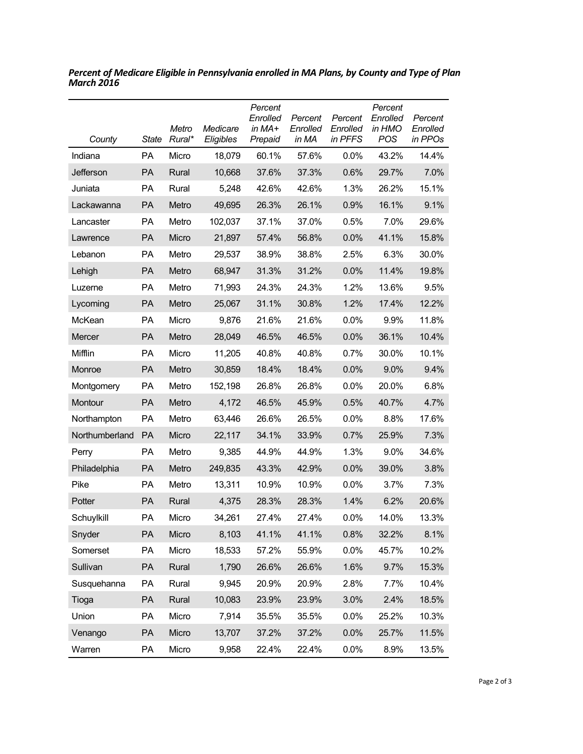***Percent of Medicare Eligible in Pennsylvania enrolled in MA Plans, by County and Type of Plan March 2016***

| *County* | *State* | *Metro Rural** | *Medicare Eligibles* | *Percent Enrolled in MA+ Prepaid* | *Percent Enrolled in MA* | *Percent Enrolled in PFFS* | *Percent Enrolled in HMO POS* | *Percent Enrolled in PPOs* |
|---|---|---|---|---|---|---|---|---|
| Indiana | PA | Micro | 18,079 | 60.1% | 57.6% | 0.0% | 43.2% | 14.4% |
| Jefferson | PA | Rural | 10,668 | 37.6% | 37.3% | 0.6% | 29.7% | 7.0% |
| Juniata | PA | Rural | 5,248 | 42.6% | 42.6% | 1.3% | 26.2% | 15.1% |
| Lackawanna | PA | Metro | 49,695 | 26.3% | 26.1% | 0.9% | 16.1% | 9.1% |
| Lancaster | PA | Metro | 102,037 | 37.1% | 37.0% | 0.5% | 7.0% | 29.6% |
| Lawrence | PA | Micro | 21,897 | 57.4% | 56.8% | 0.0% | 41.1% | 15.8% |
| Lebanon | PA | Metro | 29,537 | 38.9% | 38.8% | 2.5% | 6.3% | 30.0% |
| Lehigh | PA | Metro | 68,947 | 31.3% | 31.2% | 0.0% | 11.4% | 19.8% |
| Luzerne | PA | Metro | 71,993 | 24.3% | 24.3% | 1.2% | 13.6% | 9.5% |
| Lycoming | PA | Metro | 25,067 | 31.1% | 30.8% | 1.2% | 17.4% | 12.2% |
| McKean | PA | Micro | 9,876 | 21.6% | 21.6% | 0.0% | 9.9% | 11.8% |
| Mercer | PA | Metro | 28,049 | 46.5% | 46.5% | 0.0% | 36.1% | 10.4% |
| Mifflin | PA | Micro | 11,205 | 40.8% | 40.8% | 0.7% | 30.0% | 10.1% |
| Monroe | PA | Metro | 30,859 | 18.4% | 18.4% | 0.0% | 9.0% | 9.4% |
| Montgomery | PA | Metro | 152,198 | 26.8% | 26.8% | 0.0% | 20.0% | 6.8% |
| Montour | PA | Metro | 4,172 | 46.5% | 45.9% | 0.5% | 40.7% | 4.7% |
| Northampton | PA | Metro | 63,446 | 26.6% | 26.5% | 0.0% | 8.8% | 17.6% |
| Northumberland | PA | Micro | 22,117 | 34.1% | 33.9% | 0.7% | 25.9% | 7.3% |
| Perry | PA | Metro | 9,385 | 44.9% | 44.9% | 1.3% | 9.0% | 34.6% |
| Philadelphia | PA | Metro | 249,835 | 43.3% | 42.9% | 0.0% | 39.0% | 3.8% |
| Pike | PA | Metro | 13,311 | 10.9% | 10.9% | 0.0% | 3.7% | 7.3% |
| Potter | PA | Rural | 4,375 | 28.3% | 28.3% | 1.4% | 6.2% | 20.6% |
| Schuylkill | PA | Micro | 34,261 | 27.4% | 27.4% | 0.0% | 14.0% | 13.3% |
| Snyder | PA | Micro | 8,103 | 41.1% | 41.1% | 0.8% | 32.2% | 8.1% |
| Somerset | PA | Micro | 18,533 | 57.2% | 55.9% | 0.0% | 45.7% | 10.2% |
| Sullivan | PA | Rural | 1,790 | 26.6% | 26.6% | 1.6% | 9.7% | 15.3% |
| Susquehanna | PA | Rural | 9,945 | 20.9% | 20.9% | 2.8% | 7.7% | 10.4% |
| Tioga | PA | Rural | 10,083 | 23.9% | 23.9% | 3.0% | 2.4% | 18.5% |
| Union | PA | Micro | 7,914 | 35.5% | 35.5% | 0.0% | 25.2% | 10.3% |
| Venango | PA | Micro | 13,707 | 37.2% | 37.2% | 0.0% | 25.7% | 11.5% |
| Warren | PA | Micro | 9,958 | 22.4% | 22.4% | 0.0% | 8.9% | 13.5% |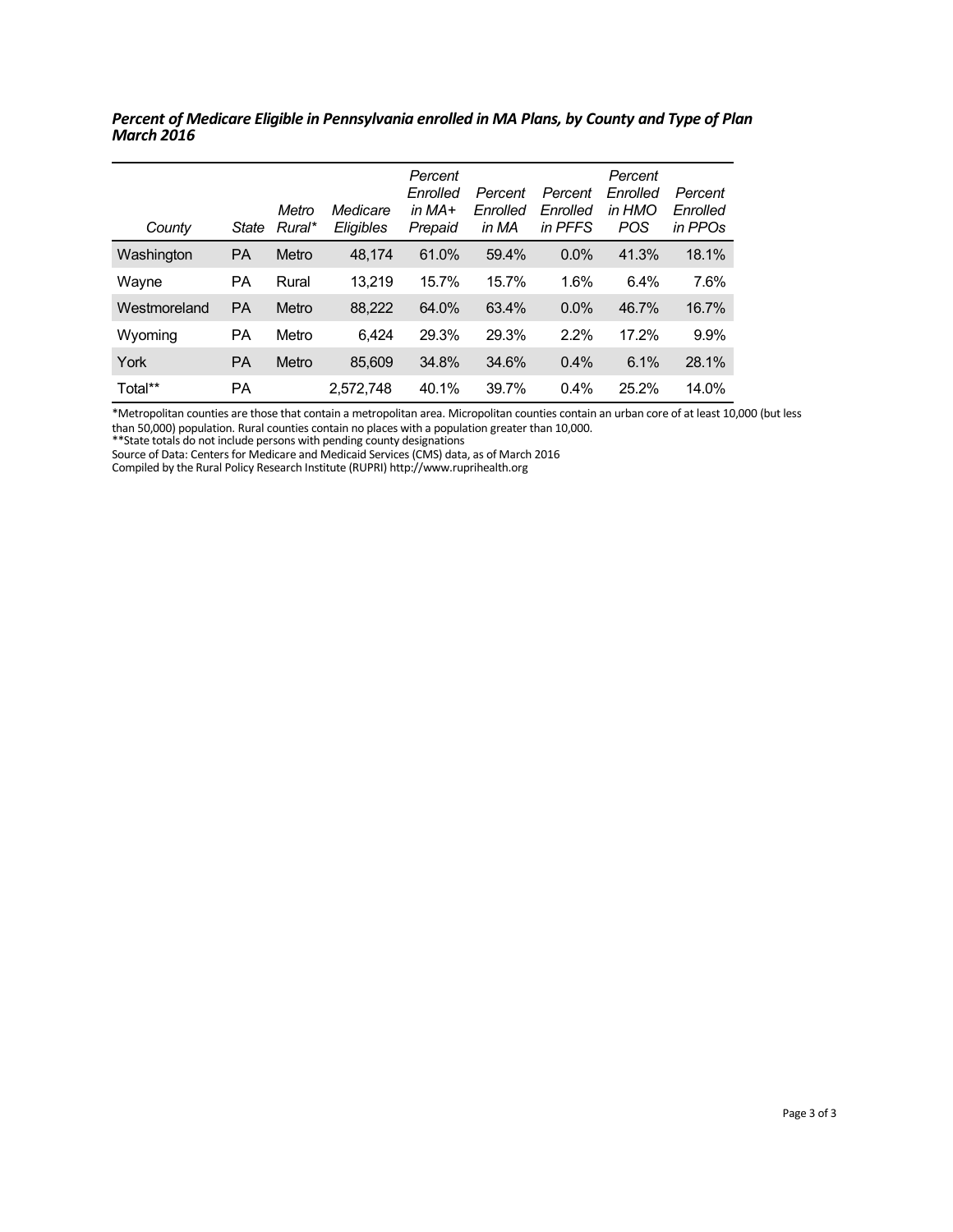***Percent of Medicare Eligible in Pennsylvania enrolled in MA Plans, by County and Type of Plan March 2016***

| *County* | *State* | *Metro Rural** | *Medicare Eligibles* | *Percent Enrolled in MA+ Prepaid* | *Percent Enrolled in MA* | *Percent Enrolled in PFFS* | *Percent Enrolled in HMO POS* | *Percent Enrolled in PPOs* |
|---|---|---|---|---|---|---|---|---|
| Washington | PA | Metro | 48,174 | 61.0% | 59.4% | 0.0% | 41.3% | 18.1% |
| Wayne | PA | Rural | 13,219 | 15.7% | 15.7% | 1.6% | 6.4% | 7.6% |
| Westmoreland | PA | Metro | 88,222 | 64.0% | 63.4% | 0.0% | 46.7% | 16.7% |
| Wyoming | PA | Metro | 6,424 | 29.3% | 29.3% | 2.2% | 17.2% | 9.9% |
| York | PA | Metro | 85,609 | 34.8% | 34.6% | 0.4% | 6.1% | 28.1% |
| Total** | PA | | 2,572,748 | 40.1% | 39.7% | 0.4% | 25.2% | 14.0% |

*Metropolitan counties are those that contain a metropolitan area. Micropolitan counties contain an urban core of at least 10,000 (but less than 50,000) population. Rural counties contain no places with a population greater than 10,000.

**State totals do not include persons with pending county designations

Source of Data: Centers for Medicare and Medicaid Services (CMS) data, as of March 2016

Compiled by the Rural Policy Research Institute (RUPRI) http://www.ruprihealth.org